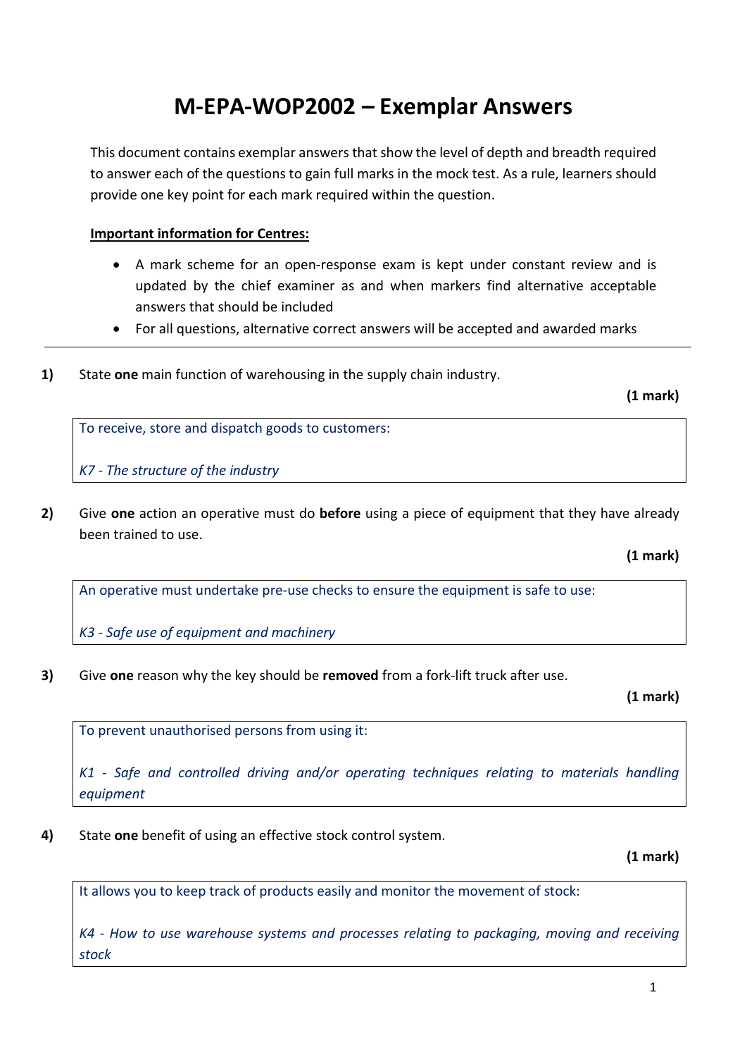# M-EPA-WOP2002 – Exemplar Answers

This document contains exemplar answers that show the level of depth and breadth required to answer each of the questions to gain full marks in the mock test. As a rule, learners should provide one key point for each mark required within the question.

**Important information for Centres:**

- A mark scheme for an open-response exam is kept under constant review and is updated by the chief examiner as and when markers find alternative acceptable answers that should be included
- For all questions, alternative correct answers will be accepted and awarded marks

---

**1)** State **one** main function of warehousing in the supply chain industry.

**(1 mark)**

> To receive, store and dispatch goods to customers:
>
> *K7 - The structure of the industry*

**2)** Give **one** action an operative must do **before** using a piece of equipment that they have already been trained to use.

**(1 mark)**

> An operative must undertake pre-use checks to ensure the equipment is safe to use:
>
> *K3 - Safe use of equipment and machinery*

**3)** Give **one** reason why the key should be **removed** from a fork-lift truck after use.

**(1 mark)**

> To prevent unauthorised persons from using it:
>
> *K1 - Safe and controlled driving and/or operating techniques relating to materials handling equipment*

**4)** State **one** benefit of using an effective stock control system.

**(1 mark)**

> It allows you to keep track of products easily and monitor the movement of stock:
>
> *K4 - How to use warehouse systems and processes relating to packaging, moving and receiving stock*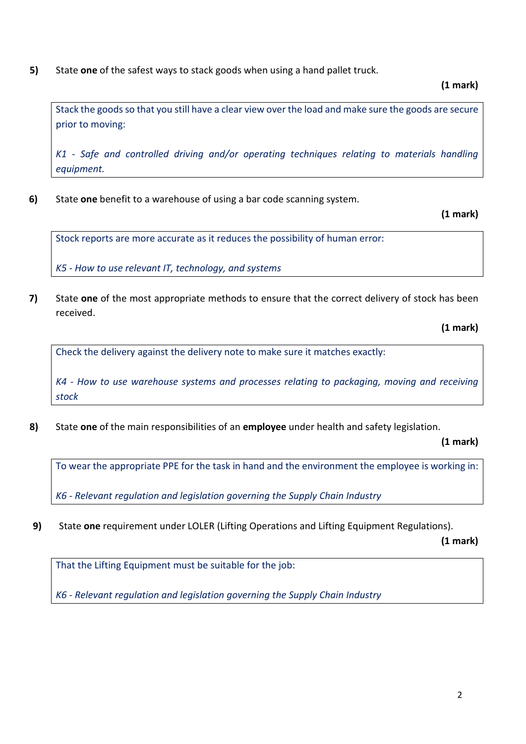**5)** State **one** of the safest ways to stack goods when using a hand pallet truck.

**(1 mark)**

> Stack the goods so that you still have a clear view over the load and make sure the goods are secure prior to moving:
>
> *K1 - Safe and controlled driving and/or operating techniques relating to materials handling equipment.*

**6)** State **one** benefit to a warehouse of using a bar code scanning system.

**(1 mark)**

> Stock reports are more accurate as it reduces the possibility of human error:
>
> *K5 - How to use relevant IT, technology, and systems*

**7)** State **one** of the most appropriate methods to ensure that the correct delivery of stock has been received.

**(1 mark)**

> Check the delivery against the delivery note to make sure it matches exactly:
>
> *K4 - How to use warehouse systems and processes relating to packaging, moving and receiving stock*

**8)** State **one** of the main responsibilities of an **employee** under health and safety legislation.

**(1 mark)**

> To wear the appropriate PPE for the task in hand and the environment the employee is working in:
>
> *K6 - Relevant regulation and legislation governing the Supply Chain Industry*

**9)** State **one** requirement under LOLER (Lifting Operations and Lifting Equipment Regulations).

**(1 mark)**

> That the Lifting Equipment must be suitable for the job:
>
> *K6 - Relevant regulation and legislation governing the Supply Chain Industry*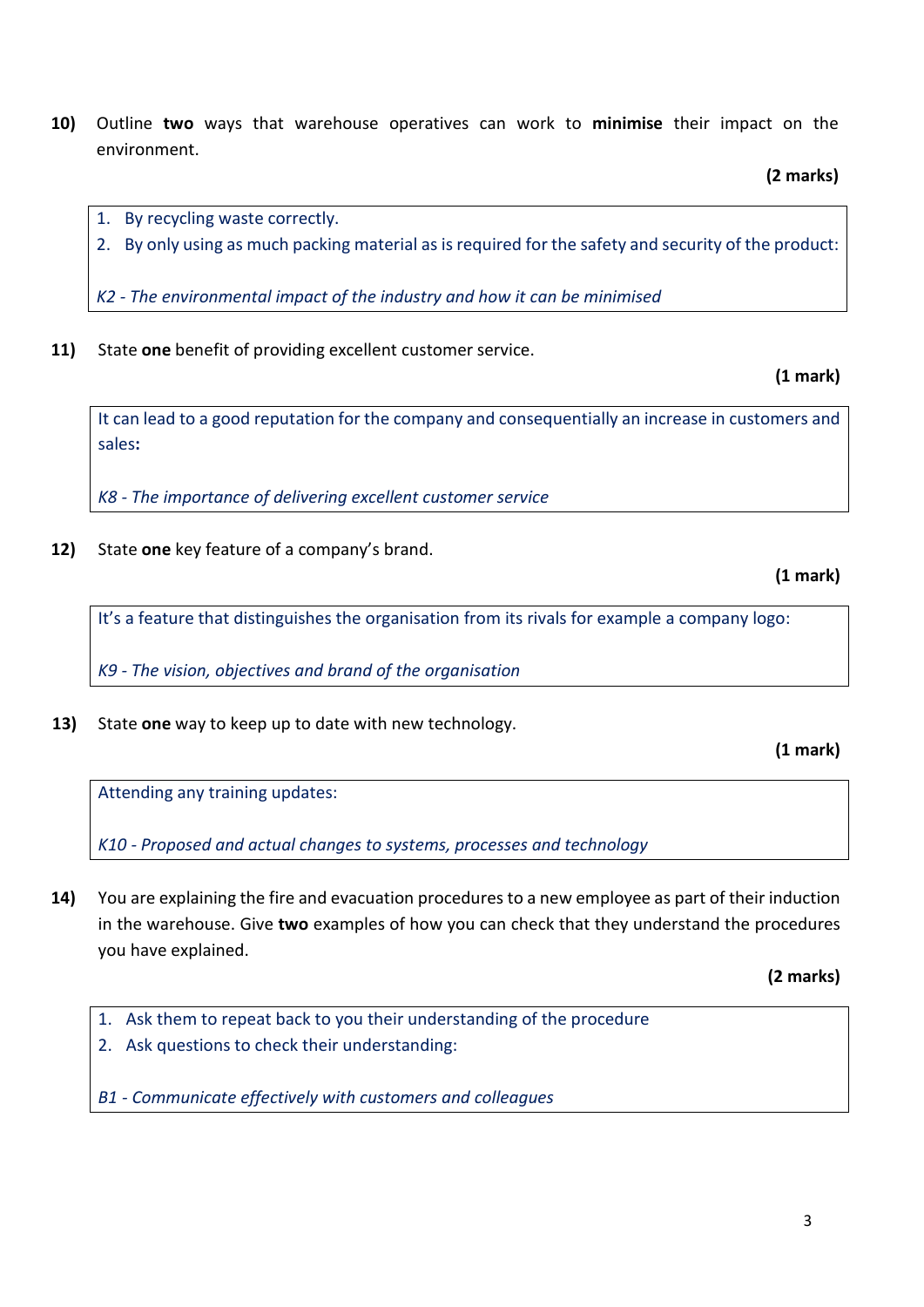**10)** Outline **two** ways that warehouse operatives can work to **minimise** their impact on the environment.

**(2 marks)**

> 1. By recycling waste correctly.
> 2. By only using as much packing material as is required for the safety and security of the product:
>
> *K2 - The environmental impact of the industry and how it can be minimised*

**11)** State **one** benefit of providing excellent customer service.

**(1 mark)**

> It can lead to a good reputation for the company and consequentially an increase in customers and sales**:**
>
> *K8 - The importance of delivering excellent customer service*

**12)** State **one** key feature of a company's brand.

**(1 mark)**

> It's a feature that distinguishes the organisation from its rivals for example a company logo:
>
> *K9 - The vision, objectives and brand of the organisation*

**13)** State **one** way to keep up to date with new technology.

**(1 mark)**

> Attending any training updates:
>
> *K10 - Proposed and actual changes to systems, processes and technology*

**14)** You are explaining the fire and evacuation procedures to a new employee as part of their induction in the warehouse. Give **two** examples of how you can check that they understand the procedures you have explained.

**(2 marks)**

> 1. Ask them to repeat back to you their understanding of the procedure
> 2. Ask questions to check their understanding:
>
> *B1 - Communicate effectively with customers and colleagues*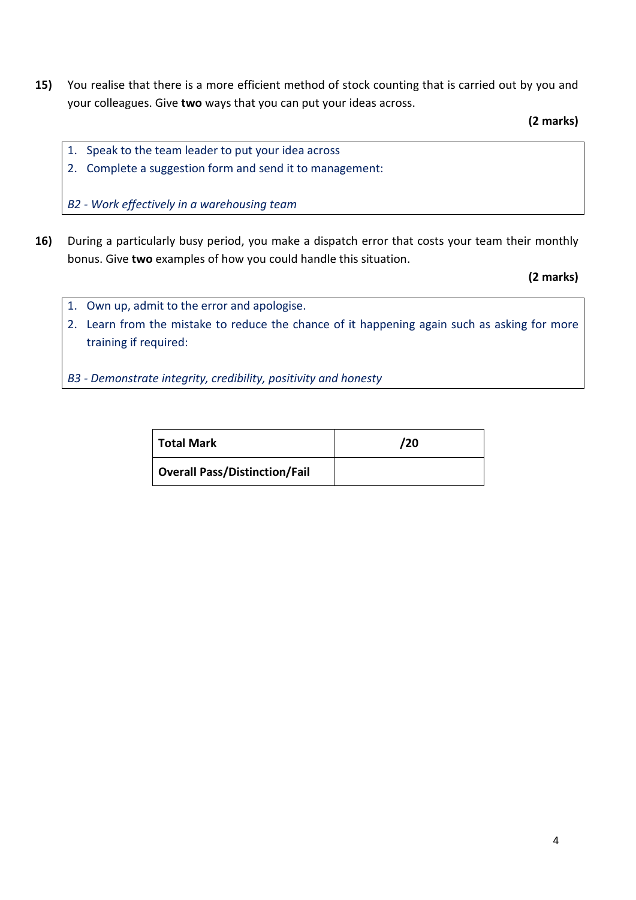**15)** You realise that there is a more efficient method of stock counting that is carried out by you and your colleagues. Give **two** ways that you can put your ideas across.

**(2 marks)**

1. Speak to the team leader to put your idea across
2. Complete a suggestion form and send it to management:

*B2 - Work effectively in a warehousing team*

**16)** During a particularly busy period, you make a dispatch error that costs your team their monthly bonus. Give **two** examples of how you could handle this situation.

**(2 marks)**

1. Own up, admit to the error and apologise.
2. Learn from the mistake to reduce the chance of it happening again such as asking for more training if required:

*B3 - Demonstrate integrity, credibility, positivity and honesty*

| | |
|---|---|
| **Total Mark** | **/20** |
| **Overall Pass/Distinction/Fail** | |